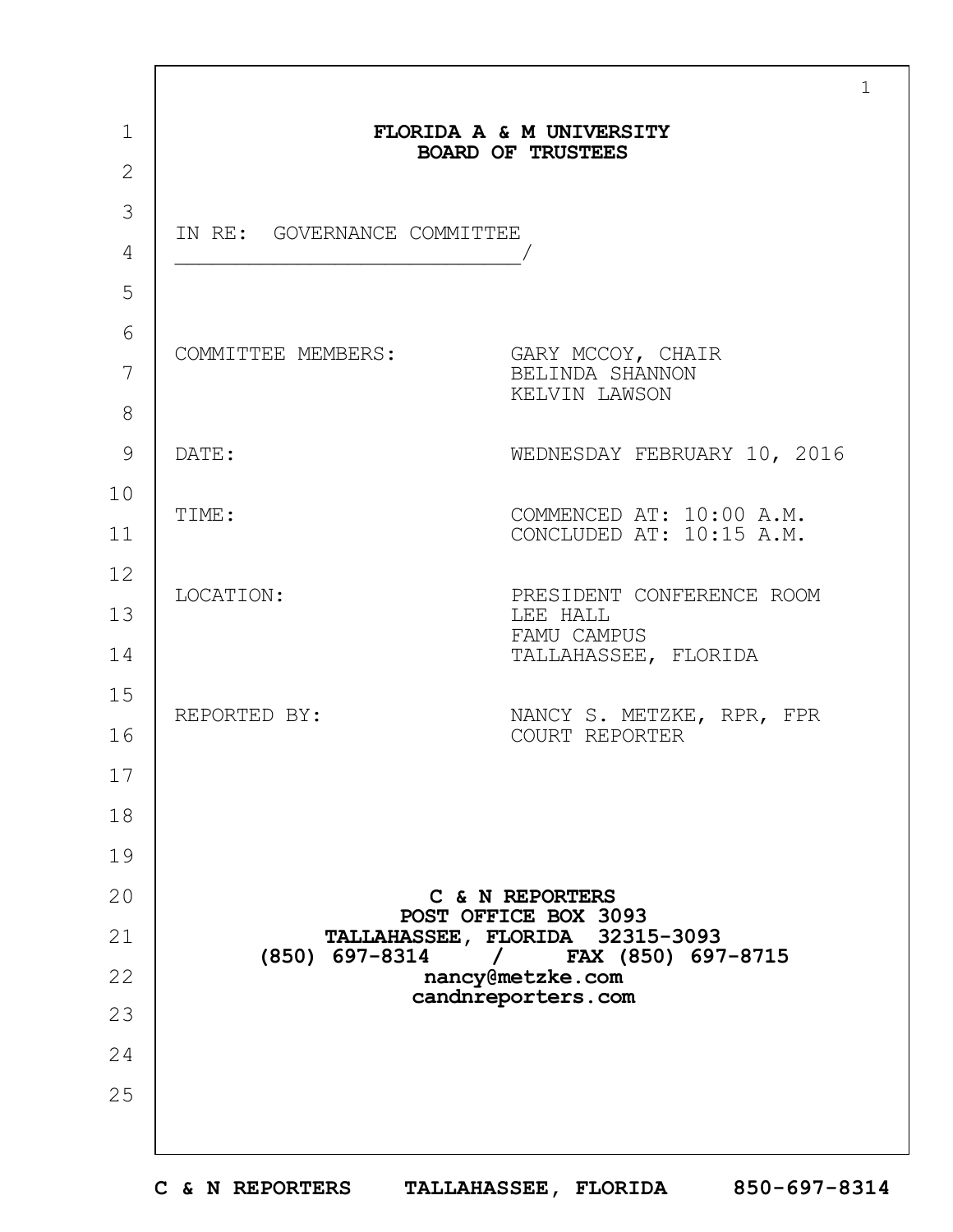**FLORIDA A & M UNIVERSITY**
**BOARD OF TRUSTEES**

IN RE: GOVERNANCE COMMITTEE
_____________________________/

| | |
|---|---|
| COMMITTEE MEMBERS: | GARY MCCOY, CHAIR<br>BELINDA SHANNON<br>KELVIN LAWSON |
| DATE: | WEDNESDAY FEBRUARY 10, 2016 |
| TIME: | COMMENCED AT: 10:00 A.M.<br>CONCLUDED AT: 10:15 A.M. |
| LOCATION: | PRESIDENT CONFERENCE ROOM<br>LEE HALL<br>FAMU CAMPUS<br>TALLAHASSEE, FLORIDA |
| REPORTED BY: | NANCY S. METZKE, RPR, FPR<br>COURT REPORTER |

**C & N REPORTERS**
**POST OFFICE BOX 3093**
**TALLAHASSEE, FLORIDA 32315-3093**
**(850) 697-8314 / FAX (850) 697-8715**
**nancy@metzke.com**
**candnreporters.com**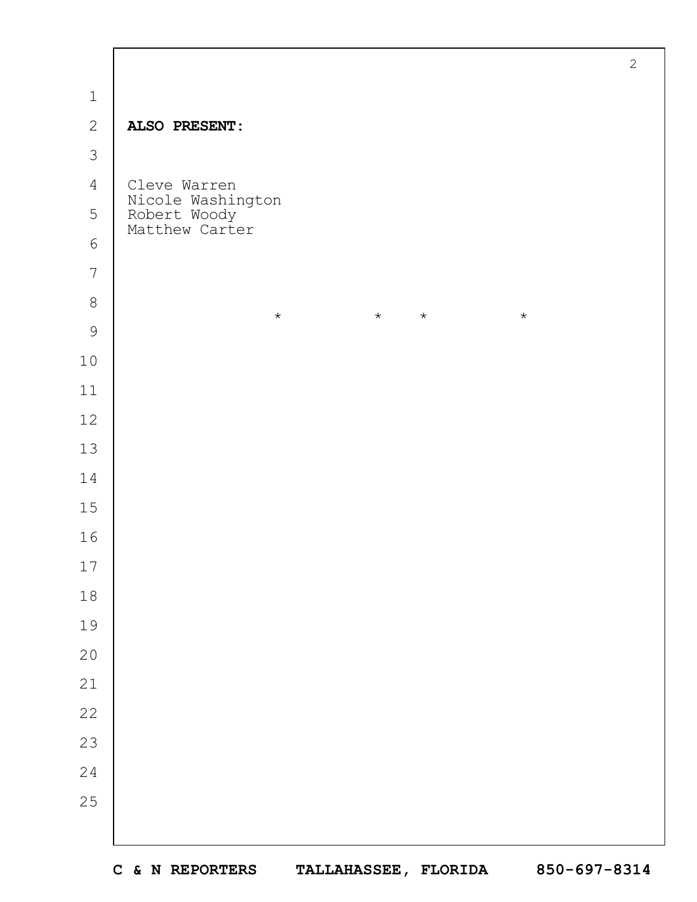**ALSO PRESENT:**

Cleve Warren
Nicole Washington
Robert Woody
Matthew Carter

\* \* \* \*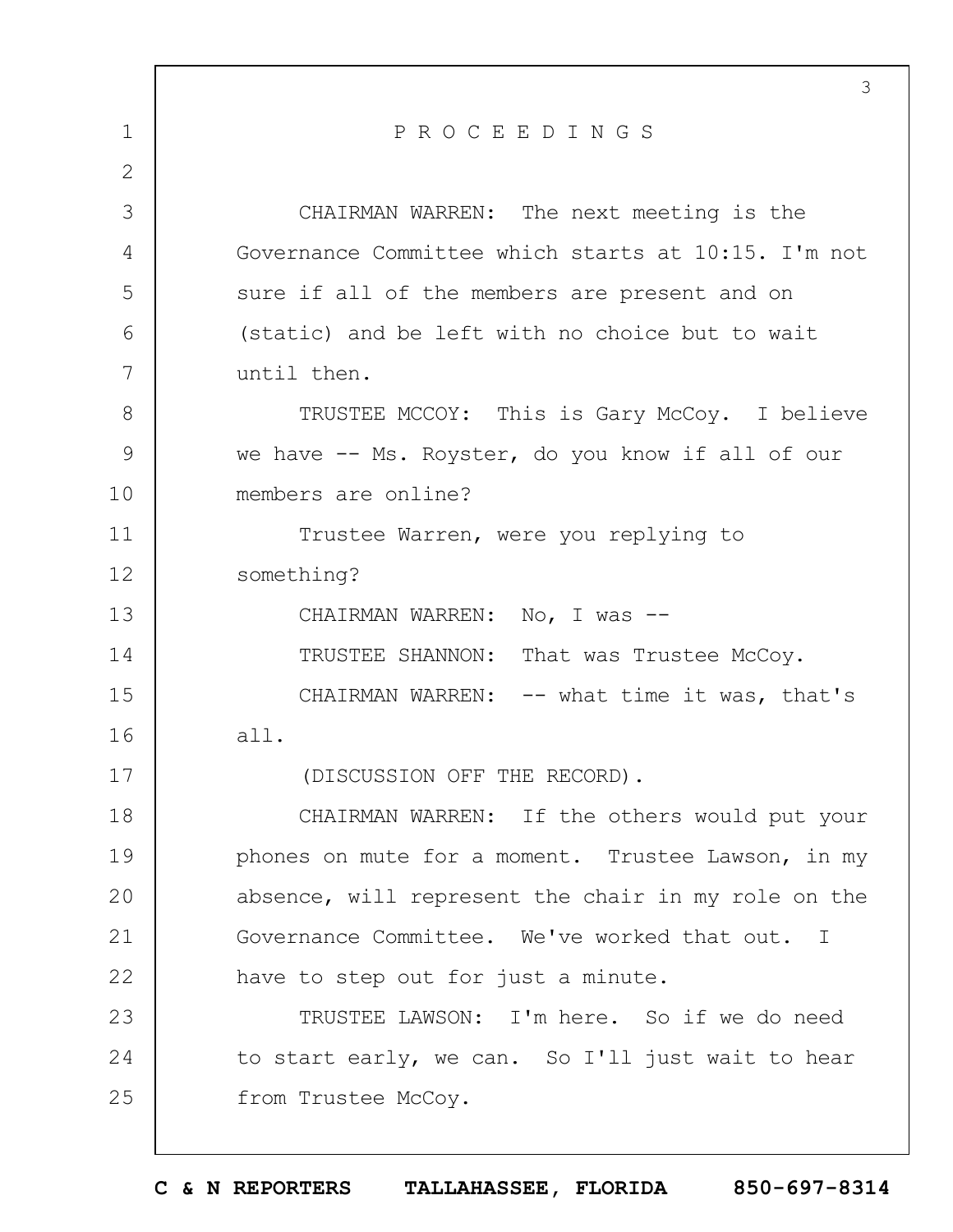P R O C E E D I N G S

CHAIRMAN WARREN: The next meeting is the Governance Committee which starts at 10:15. I'm not sure if all of the members are present and on (static) and be left with no choice but to wait until then.

TRUSTEE MCCOY: This is Gary McCoy. I believe we have -- Ms. Royster, do you know if all of our members are online?

Trustee Warren, were you replying to something?

CHAIRMAN WARREN: No, I was --

TRUSTEE SHANNON: That was Trustee McCoy.

CHAIRMAN WARREN: -- what time it was, that's all.

(DISCUSSION OFF THE RECORD).

CHAIRMAN WARREN: If the others would put your phones on mute for a moment. Trustee Lawson, in my absence, will represent the chair in my role on the Governance Committee. We've worked that out. I have to step out for just a minute.

TRUSTEE LAWSON: I'm here. So if we do need to start early, we can. So I'll just wait to hear from Trustee McCoy.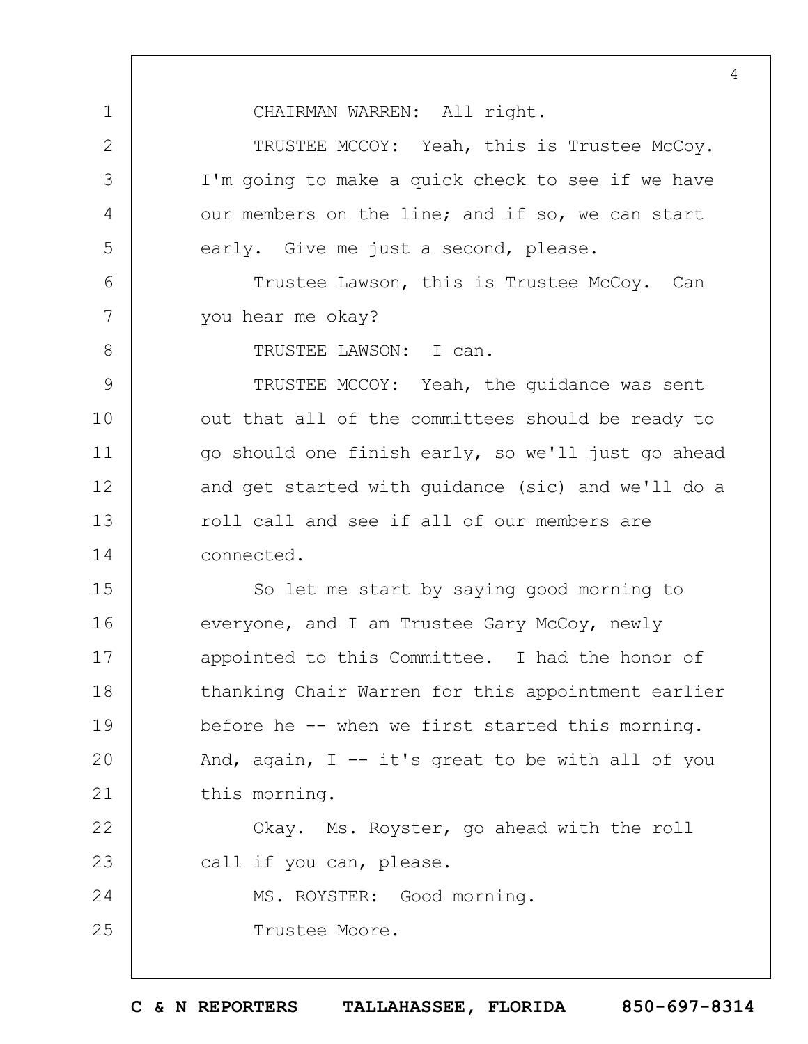CHAIRMAN WARREN: All right.

TRUSTEE MCCOY: Yeah, this is Trustee McCoy. I'm going to make a quick check to see if we have our members on the line; and if so, we can start early. Give me just a second, please.

Trustee Lawson, this is Trustee McCoy. Can you hear me okay?

TRUSTEE LAWSON: I can.

TRUSTEE MCCOY: Yeah, the guidance was sent out that all of the committees should be ready to go should one finish early, so we'll just go ahead and get started with guidance (sic) and we'll do a roll call and see if all of our members are connected.

So let me start by saying good morning to everyone, and I am Trustee Gary McCoy, newly appointed to this Committee. I had the honor of thanking Chair Warren for this appointment earlier before he -- when we first started this morning. And, again, I -- it's great to be with all of you this morning.

Okay. Ms. Royster, go ahead with the roll call if you can, please.

MS. ROYSTER: Good morning.

Trustee Moore.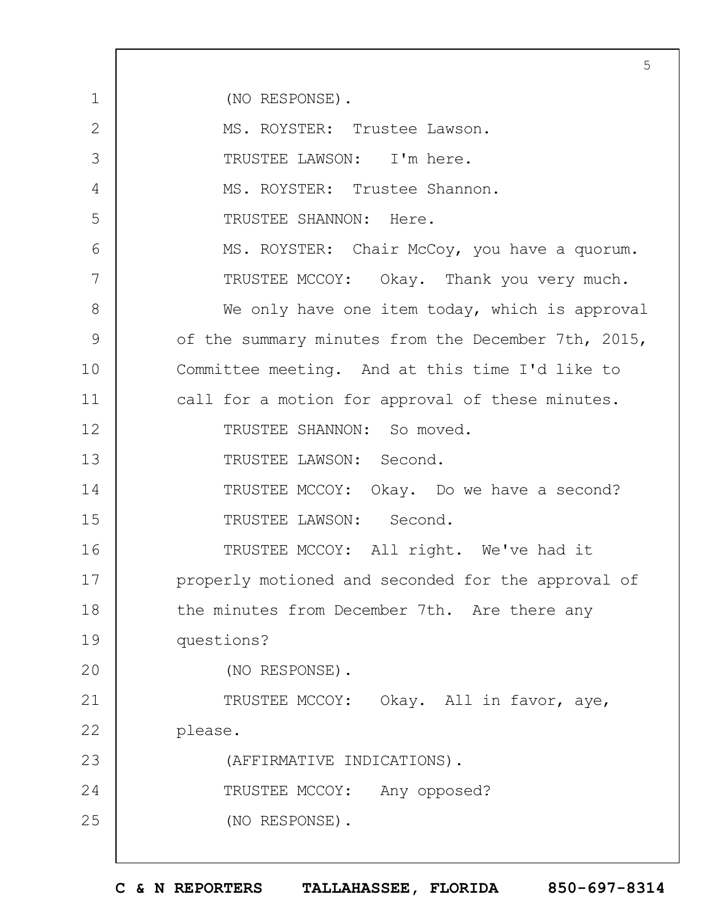(NO RESPONSE).

MS. ROYSTER: Trustee Lawson.

TRUSTEE LAWSON: I'm here.

MS. ROYSTER: Trustee Shannon.

TRUSTEE SHANNON: Here.

MS. ROYSTER: Chair McCoy, you have a quorum.

TRUSTEE MCCOY: Okay. Thank you very much.

We only have one item today, which is approval of the summary minutes from the December 7th, 2015, Committee meeting. And at this time I'd like to call for a motion for approval of these minutes.

TRUSTEE SHANNON: So moved.

TRUSTEE LAWSON: Second.

TRUSTEE MCCOY: Okay. Do we have a second?

TRUSTEE LAWSON: Second.

TRUSTEE MCCOY: All right. We've had it properly motioned and seconded for the approval of the minutes from December 7th. Are there any questions?

(NO RESPONSE).

TRUSTEE MCCOY: Okay. All in favor, aye, please.

(AFFIRMATIVE INDICATIONS).

TRUSTEE MCCOY: Any opposed?

(NO RESPONSE).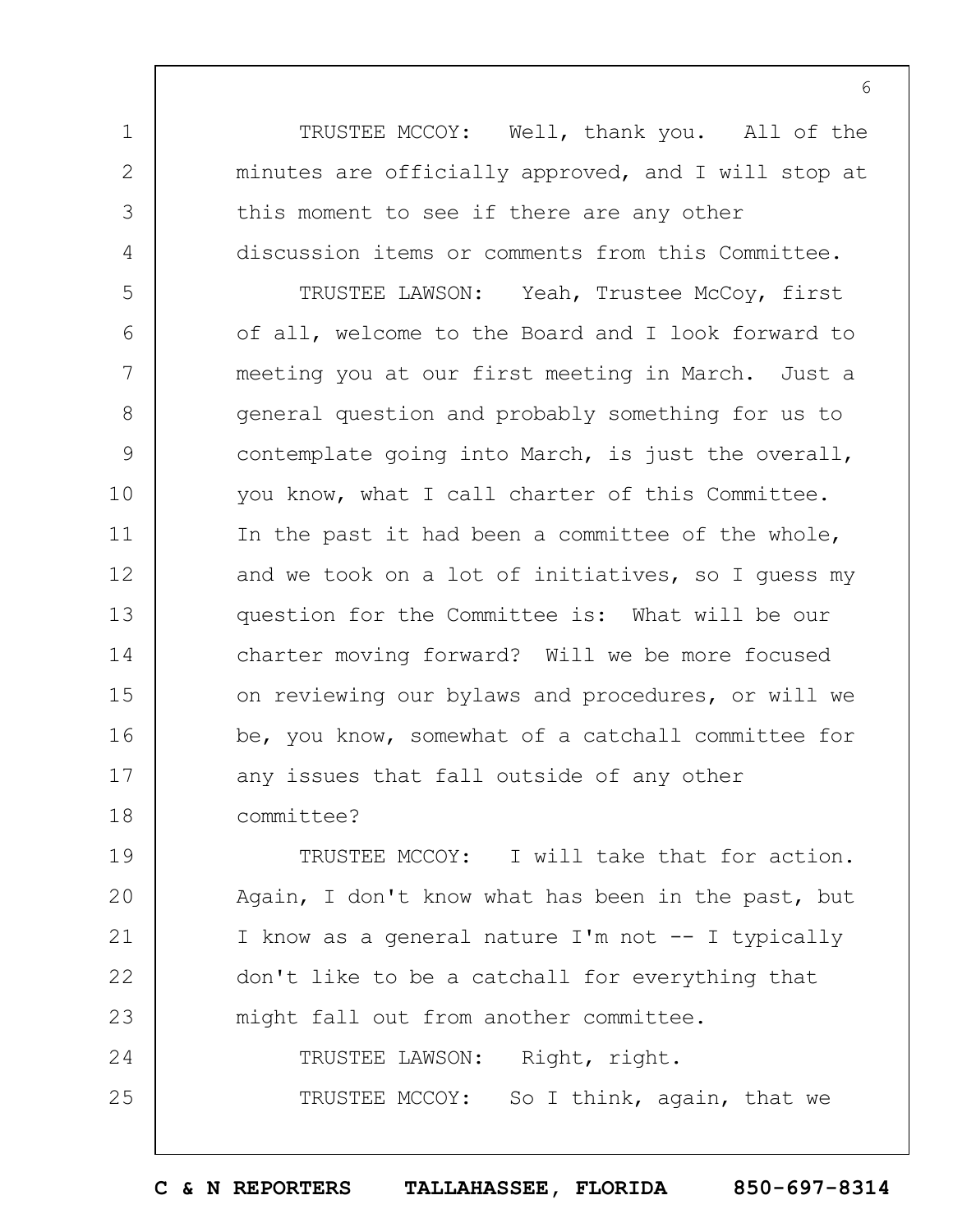TRUSTEE MCCOY: Well, thank you. All of the minutes are officially approved, and I will stop at this moment to see if there are any other discussion items or comments from this Committee.

TRUSTEE LAWSON: Yeah, Trustee McCoy, first of all, welcome to the Board and I look forward to meeting you at our first meeting in March. Just a general question and probably something for us to contemplate going into March, is just the overall, you know, what I call charter of this Committee. In the past it had been a committee of the whole, and we took on a lot of initiatives, so I guess my question for the Committee is: What will be our charter moving forward? Will we be more focused on reviewing our bylaws and procedures, or will we be, you know, somewhat of a catchall committee for any issues that fall outside of any other committee?

TRUSTEE MCCOY: I will take that for action. Again, I don't know what has been in the past, but I know as a general nature I'm not -- I typically don't like to be a catchall for everything that might fall out from another committee.

TRUSTEE LAWSON: Right, right.

TRUSTEE MCCOY: So I think, again, that we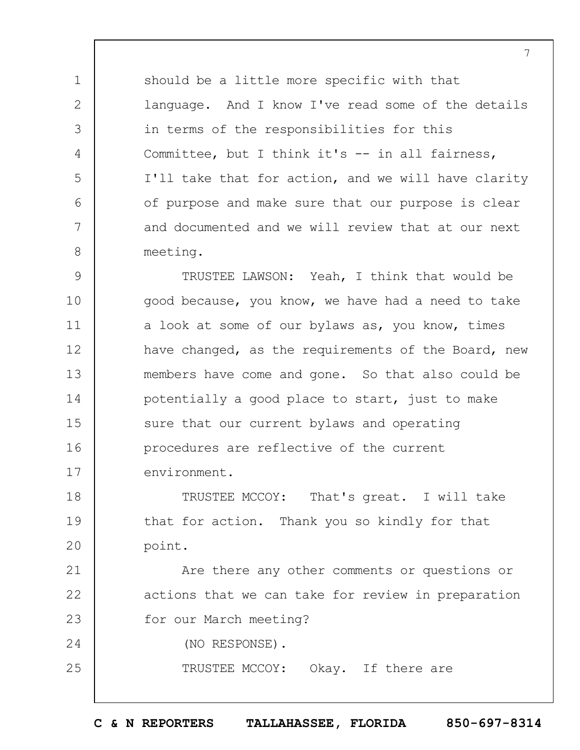should be a little more specific with that language. And I know I've read some of the details in terms of the responsibilities for this Committee, but I think it's -- in all fairness, I'll take that for action, and we will have clarity of purpose and make sure that our purpose is clear and documented and we will review that at our next meeting.

TRUSTEE LAWSON: Yeah, I think that would be good because, you know, we have had a need to take a look at some of our bylaws as, you know, times have changed, as the requirements of the Board, new members have come and gone. So that also could be potentially a good place to start, just to make sure that our current bylaws and operating procedures are reflective of the current environment.

TRUSTEE MCCOY: That's great. I will take that for action. Thank you so kindly for that point.

Are there any other comments or questions or actions that we can take for review in preparation for our March meeting?

(NO RESPONSE).

TRUSTEE MCCOY: Okay. If there are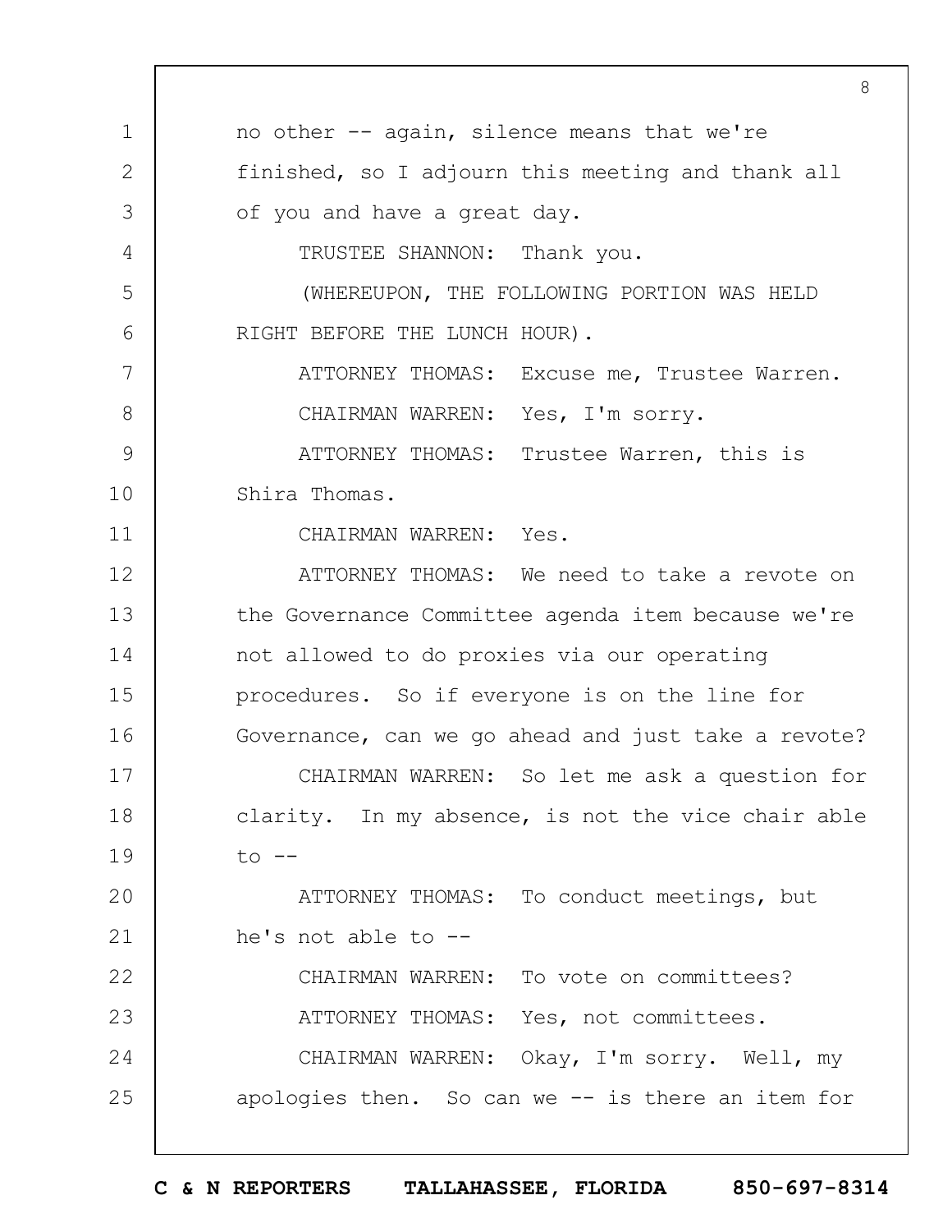no other -- again, silence means that we're finished, so I adjourn this meeting and thank all of you and have a great day.

TRUSTEE SHANNON: Thank you.

(WHEREUPON, THE FOLLOWING PORTION WAS HELD RIGHT BEFORE THE LUNCH HOUR).

ATTORNEY THOMAS: Excuse me, Trustee Warren.

CHAIRMAN WARREN: Yes, I'm sorry.

ATTORNEY THOMAS: Trustee Warren, this is Shira Thomas.

CHAIRMAN WARREN: Yes.

ATTORNEY THOMAS: We need to take a revote on the Governance Committee agenda item because we're not allowed to do proxies via our operating procedures. So if everyone is on the line for Governance, can we go ahead and just take a revote?

CHAIRMAN WARREN: So let me ask a question for clarity. In my absence, is not the vice chair able to --

ATTORNEY THOMAS: To conduct meetings, but he's not able to --

CHAIRMAN WARREN: To vote on committees?

ATTORNEY THOMAS: Yes, not committees.

CHAIRMAN WARREN: Okay, I'm sorry. Well, my apologies then. So can we -- is there an item for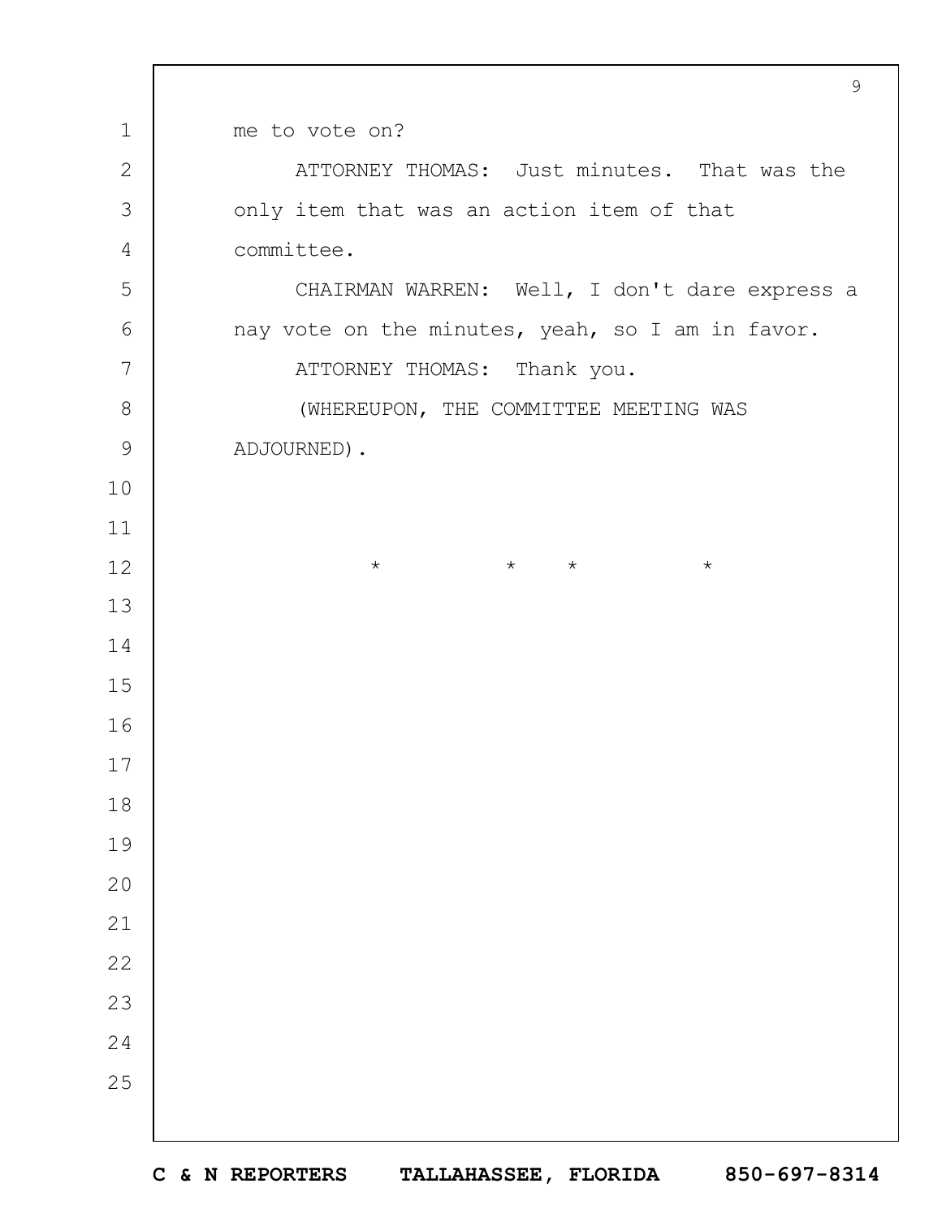me to vote on?

ATTORNEY THOMAS: Just minutes. That was the only item that was an action item of that committee.

CHAIRMAN WARREN: Well, I don't dare express a nay vote on the minutes, yeah, so I am in favor.

ATTORNEY THOMAS: Thank you.

(WHEREUPON, THE COMMITTEE MEETING WAS ADJOURNED).

\* \* \* \*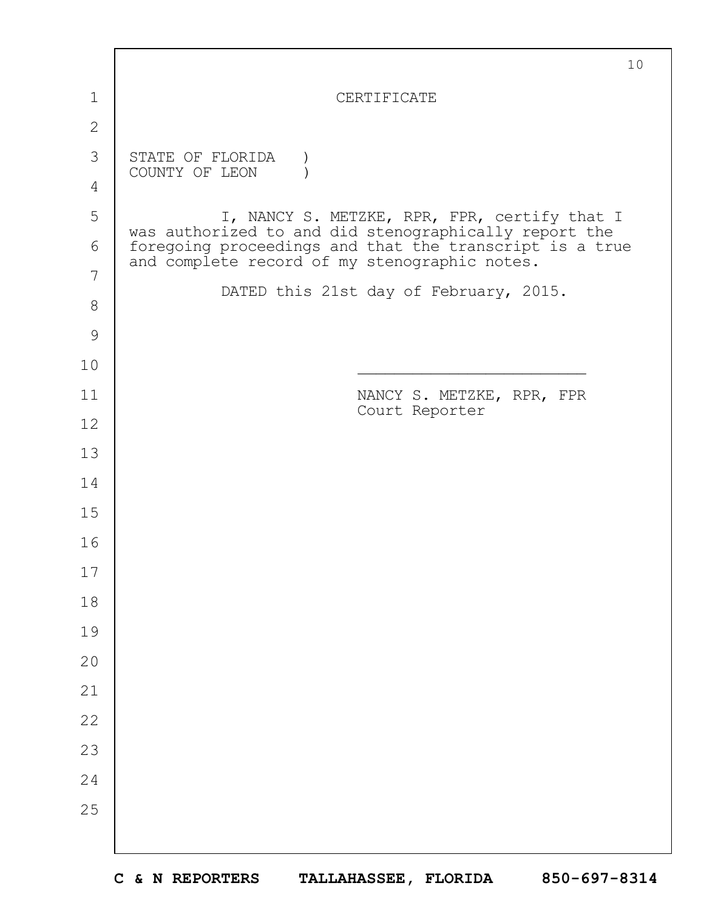# CERTIFICATE

STATE OF FLORIDA )
COUNTY OF LEON )

I, NANCY S. METZKE, RPR, FPR, certify that I was authorized to and did stenographically report the foregoing proceedings and that the transcript is a true and complete record of my stenographic notes.

DATED this 21st day of February, 2015.

\_\_\_\_\_\_\_\_\_\_\_\_\_\_\_\_\_\_\_\_\_\_\_\_\_

NANCY S. METZKE, RPR, FPR
Court Reporter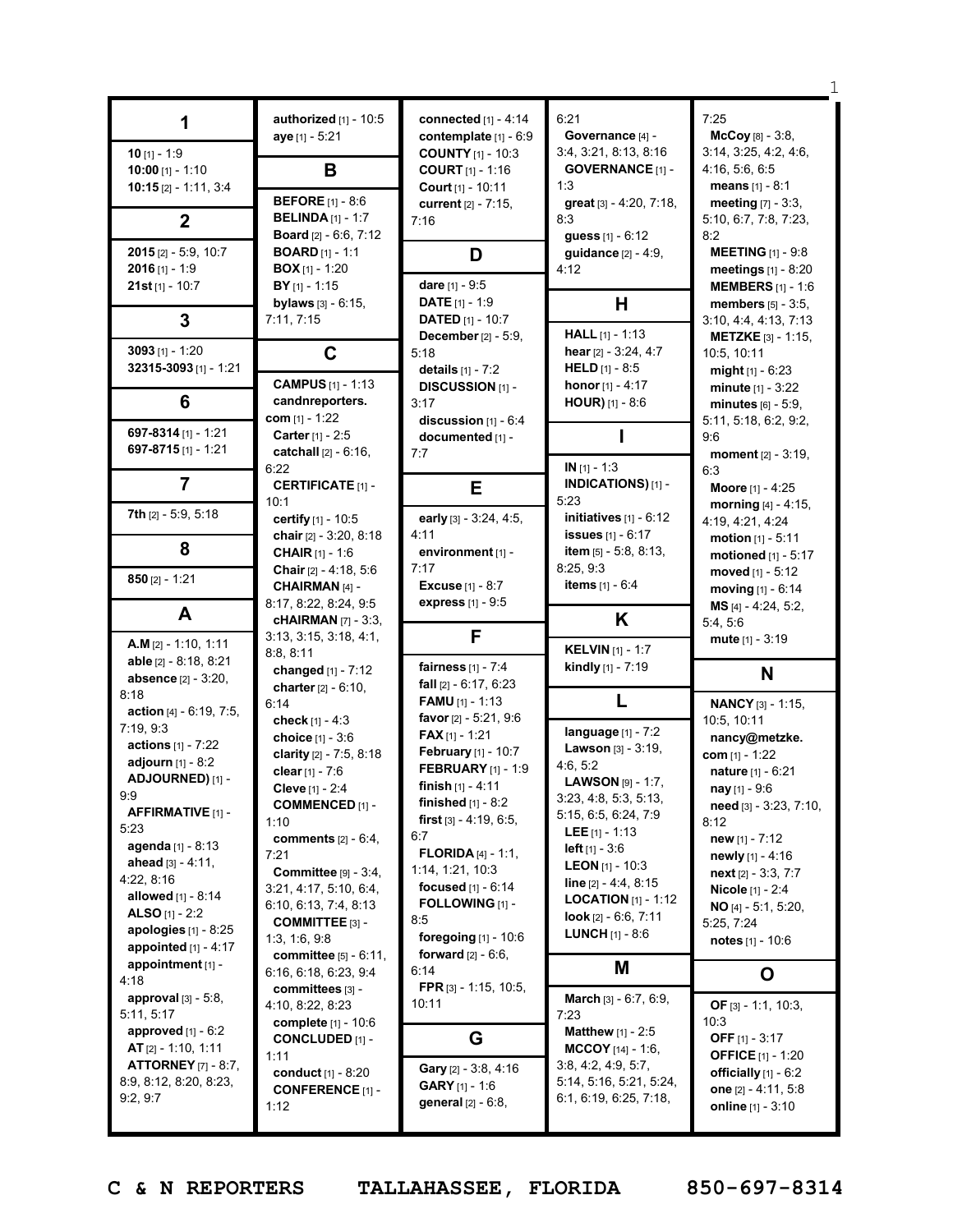## 1

**10** [1] - 1:9
**10:00** [1] - 1:10
**10:15** [2] - 1:11, 3:4

## 2

**2015** [2] - 5:9, 10:7
**2016** [1] - 1:9
**21st** [1] - 10:7

## 3

**3093** [1] - 1:20
**32315-3093** [1] - 1:21

## 6

**697-8314** [1] - 1:21
**697-8715** [1] - 1:21

## 7

**7th** [2] - 5:9, 5:18

## 8

**850** [2] - 1:21

## A

**A.M** [2] - 1:10, 1:11
**able** [2] - 8:18, 8:21
**absence** [2] - 3:20, 8:18
**action** [4] - 6:19, 7:5, 7:19, 9:3
**actions** [1] - 7:22
**adjourn** [1] - 8:2
**ADJOURNED)** [1] - 9:9
**AFFIRMATIVE** [1] - 5:23
**agenda** [1] - 8:13
**ahead** [3] - 4:11, 4:22, 8:16
**allowed** [1] - 8:14
**ALSO** [1] - 2:2
**apologies** [1] - 8:25
**appointed** [1] - 4:17
**appointment** [1] - 4:18
**approval** [3] - 5:8, 5:11, 5:17
**approved** [1] - 6:2
**AT** [2] - 1:10, 1:11
**ATTORNEY** [7] - 8:7, 8:9, 8:12, 8:20, 8:23, 9:2, 9:7
**authorized** [1] - 10:5
**aye** [1] - 5:21

## B

**BEFORE** [1] - 8:6
**BELINDA** [1] - 1:7
**Board** [2] - 6:6, 7:12
**BOARD** [1] - 1:1
**BOX** [1] - 1:20
**BY** [1] - 1:15
**bylaws** [3] - 6:15, 7:11, 7:15

## C

**CAMPUS** [1] - 1:13
**candnreporters.com** [1] - 1:22
**Carter** [1] - 2:5
**catchall** [2] - 6:16, 6:22
**CERTIFICATE** [1] - 10:1
**certify** [1] - 10:5
**chair** [2] - 3:20, 8:18
**CHAIR** [1] - 1:6
**Chair** [2] - 4:18, 5:6
**CHAIRMAN** [4] - 8:17, 8:22, 8:24, 9:5
**cHAIRMAN** [7] - 3:3, 3:13, 3:15, 3:18, 4:1, 8:8, 8:11
**changed** [1] - 7:12
**charter** [2] - 6:10, 6:14
**check** [1] - 4:3
**choice** [1] - 3:6
**clarity** [2] - 7:5, 8:18
**clear** [1] - 7:6
**Cleve** [1] - 2:4
**COMMENCED** [1] - 1:10
**comments** [2] - 6:4, 7:21
**Committee** [9] - 3:4, 3:21, 4:17, 5:10, 6:4, 6:10, 6:13, 7:4, 8:13
**COMMITTEE** [3] - 1:3, 1:6, 9:8
**committee** [5] - 6:11, 6:16, 6:18, 6:23, 9:4
**committees** [3] - 4:10, 8:22, 8:23
**complete** [1] - 10:6
**CONCLUDED** [1] - 1:11
**conduct** [1] - 8:20
**CONFERENCE** [1] - 1:12
**connected** [1] - 4:14
**contemplate** [1] - 6:9
**COUNTY** [1] - 10:3
**COURT** [1] - 1:16
**Court** [1] - 10:11
**current** [2] - 7:15, 7:16

## D

**dare** [1] - 9:5
**DATE** [1] - 1:9
**DATED** [1] - 10:7
**December** [2] - 5:9, 5:18
**details** [1] - 7:2
**DISCUSSION** [1] - 3:17
**discussion** [1] - 6:4
**documented** [1] - 7:7

## E

**early** [3] - 3:24, 4:5, 4:11
**environment** [1] - 7:17
**Excuse** [1] - 8:7
**express** [1] - 9:5

## F

**fairness** [1] - 7:4
**fall** [2] - 6:17, 6:23
**FAMU** [1] - 1:13
**favor** [2] - 5:21, 9:6
**FAX** [1] - 1:21
**February** [1] - 10:7
**FEBRUARY** [1] - 1:9
**finish** [1] - 4:11
**finished** [1] - 8:2
**first** [3] - 4:19, 6:5, 6:7
**FLORIDA** [4] - 1:1, 1:14, 1:21, 10:3
**focused** [1] - 6:14
**FOLLOWING** [1] - 8:5
**foregoing** [1] - 10:6
**forward** [2] - 6:6, 6:14
**FPR** [3] - 1:15, 10:5, 10:11

## G

**Gary** [2] - 3:8, 4:16
**GARY** [1] - 1:6
**general** [2] - 6:8, 6:21
**Governance** [4] - 3:4, 3:21, 8:13, 8:16
**GOVERNANCE** [1] - 1:3
**great** [3] - 4:20, 7:18, 8:3
**guess** [1] - 6:12
**guidance** [2] - 4:9, 4:12

## H

**HALL** [1] - 1:13
**hear** [2] - 3:24, 4:7
**HELD** [1] - 8:5
**honor** [1] - 4:17
**HOUR)** [1] - 8:6

## I

**IN** [1] - 1:3
**INDICATIONS)** [1] - 5:23
**initiatives** [1] - 6:12
**issues** [1] - 6:17
**item** [5] - 5:8, 8:13, 8:25, 9:3
**items** [1] - 6:4

## K

**KELVIN** [1] - 1:7
**kindly** [1] - 7:19

## L

**language** [1] - 7:2
**Lawson** [3] - 3:19, 4:6, 5:2
**LAWSON** [9] - 1:7, 3:23, 4:8, 5:3, 5:13, 5:15, 6:5, 6:24, 7:9
**LEE** [1] - 1:13
**left** [1] - 3:6
**LEON** [1] - 10:3
**line** [2] - 4:4, 8:15
**LOCATION** [1] - 1:12
**look** [2] - 6:6, 7:11
**LUNCH** [1] - 8:6

## M

**March** [3] - 6:7, 6:9, 7:23
**Matthew** [1] - 2:5
**MCCOY** [14] - 1:6, 3:8, 4:2, 4:9, 5:7, 5:14, 5:16, 5:21, 5:24, 6:1, 6:19, 6:25, 7:18, 7:25
**McCoy** [8] - 3:8, 3:14, 3:25, 4:2, 4:6, 4:16, 5:6, 6:5
**means** [1] - 8:1
**meeting** [7] - 3:3, 5:10, 6:7, 7:8, 7:23, 8:2
**MEETING** [1] - 9:8
**meetings** [1] - 8:20
**MEMBERS** [1] - 1:6
**members** [5] - 3:5, 3:10, 4:4, 4:13, 7:13
**METZKE** [3] - 1:15, 10:5, 10:11
**might** [1] - 6:23
**minute** [1] - 3:22
**minutes** [6] - 5:9, 5:11, 5:18, 6:2, 9:2, 9:6
**moment** [2] - 3:19, 6:3
**Moore** [1] - 4:25
**morning** [4] - 4:15, 4:19, 4:21, 4:24
**motion** [1] - 5:11
**motioned** [1] - 5:17
**moved** [1] - 5:12
**moving** [1] - 6:14
**MS** [4] - 4:24, 5:2, 5:4, 5:6
**mute** [1] - 3:19

## N

**NANCY** [3] - 1:15, 10:5, 10:11
**nancy@metzke.com** [1] - 1:22
**nature** [1] - 6:21
**nay** [1] - 9:6
**need** [3] - 3:23, 7:10, 8:12
**new** [1] - 7:12
**newly** [1] - 4:16
**next** [2] - 3:3, 7:7
**Nicole** [1] - 2:4
**NO** [4] - 5:1, 5:20, 5:25, 7:24
**notes** [1] - 10:6

## O

**OF** [3] - 1:1, 10:3, 10:3
**OFF** [1] - 3:17
**OFFICE** [1] - 1:20
**officially** [1] - 6:2
**one** [2] - 4:11, 5:8
**online** [1] - 3:10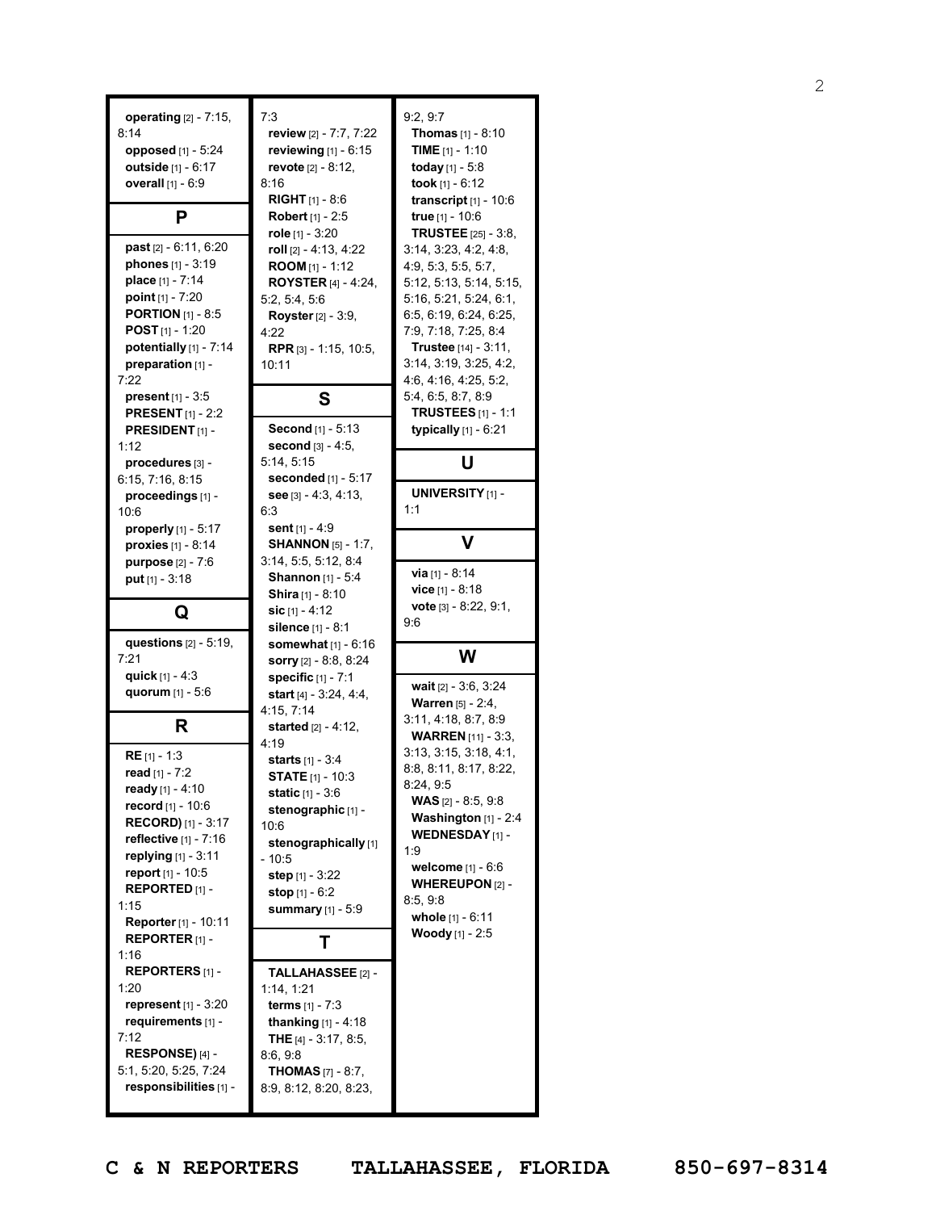**operating** [2] - 7:15, 8:14
**opposed** [1] - 5:24
**outside** [1] - 6:17
**overall** [1] - 6:9

## P

**past** [2] - 6:11, 6:20
**phones** [1] - 3:19
**place** [1] - 7:14
**point** [1] - 7:20
**PORTION** [1] - 8:5
**POST** [1] - 1:20
**potentially** [1] - 7:14
**preparation** [1] - 7:22
**present** [1] - 3:5
**PRESENT** [1] - 2:2
**PRESIDENT** [1] - 1:12
**procedures** [3] - 6:15, 7:16, 8:15
**proceedings** [1] - 10:6
**properly** [1] - 5:17
**proxies** [1] - 8:14
**purpose** [2] - 7:6
**put** [1] - 3:18

## Q

**questions** [2] - 5:19, 7:21
**quick** [1] - 4:3
**quorum** [1] - 5:6

## R

**RE** [1] - 1:3
**read** [1] - 7:2
**ready** [1] - 4:10
**record** [1] - 10:6
**RECORD)** [1] - 3:17
**reflective** [1] - 7:16
**replying** [1] - 3:11
**report** [1] - 10:5
**REPORTED** [1] - 1:15
**Reporter** [1] - 10:11
**REPORTER** [1] - 1:16
**REPORTERS** [1] - 1:20
**represent** [1] - 3:20
**requirements** [1] - 7:12
**RESPONSE)** [4] - 5:1, 5:20, 5:25, 7:24
**responsibilities** [1] - 7:3
**review** [2] - 7:7, 7:22
**reviewing** [1] - 6:15
**revote** [2] - 8:12, 8:16
**RIGHT** [1] - 8:6
**Robert** [1] - 2:5
**role** [1] - 3:20
**roll** [2] - 4:13, 4:22
**ROOM** [1] - 1:12
**ROYSTER** [4] - 4:24, 5:2, 5:4, 5:6
**Royster** [2] - 3:9, 4:22
**RPR** [3] - 1:15, 10:5, 10:11

## S

**Second** [1] - 5:13
**second** [3] - 4:5, 5:14, 5:15
**seconded** [1] - 5:17
**see** [3] - 4:3, 4:13, 6:3
**sent** [1] - 4:9
**SHANNON** [5] - 1:7, 3:14, 5:5, 5:12, 8:4
**Shannon** [1] - 5:4
**Shira** [1] - 8:10
**sic** [1] - 4:12
**silence** [1] - 8:1
**somewhat** [1] - 6:16
**sorry** [2] - 8:8, 8:24
**specific** [1] - 7:1
**start** [4] - 3:24, 4:4, 4:15, 7:14
**started** [2] - 4:12, 4:19
**starts** [1] - 3:4
**STATE** [1] - 10:3
**static** [1] - 3:6
**stenographic** [1] - 10:6
**stenographically** [1] - 10:5
**step** [1] - 3:22
**stop** [1] - 6:2
**summary** [1] - 5:9

## T

**TALLAHASSEE** [2] - 1:14, 1:21
**terms** [1] - 7:3
**thanking** [1] - 4:18
**THE** [4] - 3:17, 8:5, 8:6, 9:8
**THOMAS** [7] - 8:7, 8:9, 8:12, 8:20, 8:23, 9:2, 9:7
**Thomas** [1] - 8:10
**TIME** [1] - 1:10
**today** [1] - 5:8
**took** [1] - 6:12
**transcript** [1] - 10:6
**true** [1] - 10:6
**TRUSTEE** [25] - 3:8, 3:14, 3:23, 4:2, 4:8, 4:9, 5:3, 5:5, 5:7, 5:12, 5:13, 5:14, 5:15, 5:16, 5:21, 5:24, 6:1, 6:5, 6:19, 6:24, 6:25, 7:9, 7:18, 7:25, 8:4
**Trustee** [14] - 3:11, 3:14, 3:19, 3:25, 4:2, 4:6, 4:16, 4:25, 5:2, 5:4, 6:5, 8:7, 8:9
**TRUSTEES** [1] - 1:1
**typically** [1] - 6:21

## U

**UNIVERSITY** [1] - 1:1

## V

**via** [1] - 8:14
**vice** [1] - 8:18
**vote** [3] - 8:22, 9:1, 9:6

## W

**wait** [2] - 3:6, 3:24
**Warren** [5] - 2:4, 3:11, 4:18, 8:7, 8:9
**WARREN** [11] - 3:3, 3:13, 3:15, 3:18, 4:1, 8:8, 8:11, 8:17, 8:22, 8:24, 9:5
**WAS** [2] - 8:5, 9:8
**Washington** [1] - 2:4
**WEDNESDAY** [1] - 1:9
**welcome** [1] - 6:6
**WHEREUPON** [2] - 8:5, 9:8
**whole** [1] - 6:11
**Woody** [1] - 2:5

C & N REPORTERS TALLAHASSEE, FLORIDA 850-697-8314